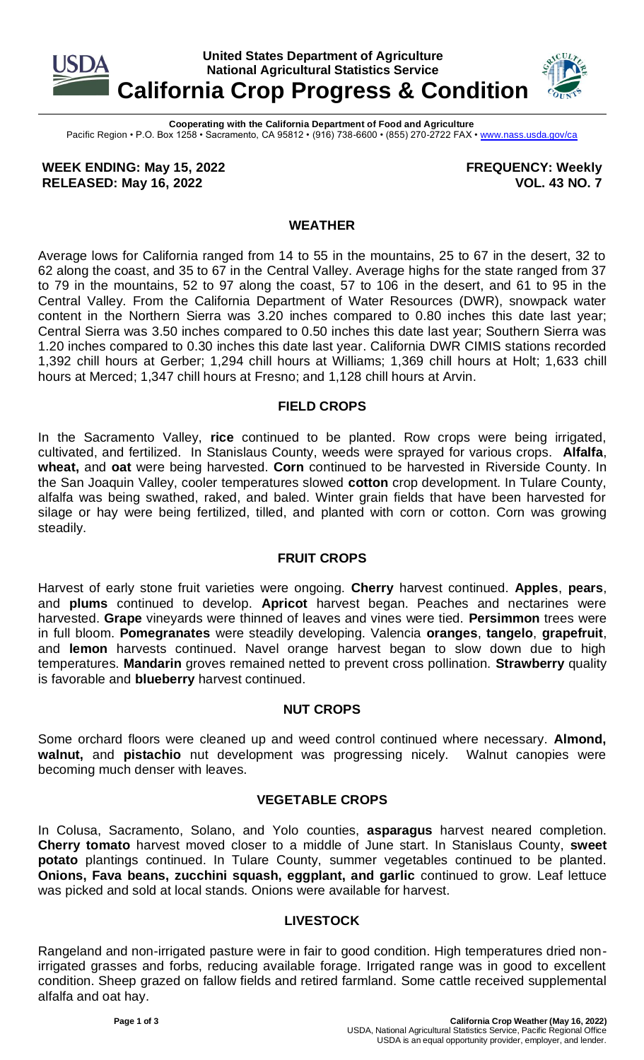**United States Department of Agriculture**
**National Agricultural Statistics Service**

# California Crop Progress & Condition

**Cooperating with the California Department of Food and Agriculture**
Pacific Region • P.O. Box 1258 • Sacramento, CA 95812 • (916) 738-6600 • (855) 270-2722 FAX • www.nass.usda.gov/ca

**WEEK ENDING: May 15, 2022** **FREQUENCY: Weekly**
**RELEASED: May 16, 2022** **VOL. 43 NO. 7**

## WEATHER

Average lows for California ranged from 14 to 55 in the mountains, 25 to 67 in the desert, 32 to 62 along the coast, and 35 to 67 in the Central Valley. Average highs for the state ranged from 37 to 79 in the mountains, 52 to 97 along the coast, 57 to 106 in the desert, and 61 to 95 in the Central Valley. From the California Department of Water Resources (DWR), snowpack water content in the Northern Sierra was 3.20 inches compared to 0.80 inches this date last year; Central Sierra was 3.50 inches compared to 0.50 inches this date last year; Southern Sierra was 1.20 inches compared to 0.30 inches this date last year. California DWR CIMIS stations recorded 1,392 chill hours at Gerber; 1,294 chill hours at Williams; 1,369 chill hours at Holt; 1,633 chill hours at Merced; 1,347 chill hours at Fresno; and 1,128 chill hours at Arvin.

## FIELD CROPS

In the Sacramento Valley, **rice** continued to be planted. Row crops were being irrigated, cultivated, and fertilized. In Stanislaus County, weeds were sprayed for various crops. **Alfalfa**, **wheat,** and **oat** were being harvested. **Corn** continued to be harvested in Riverside County. In the San Joaquin Valley, cooler temperatures slowed **cotton** crop development. In Tulare County, alfalfa was being swathed, raked, and baled. Winter grain fields that have been harvested for silage or hay were being fertilized, tilled, and planted with corn or cotton. Corn was growing steadily.

## FRUIT CROPS

Harvest of early stone fruit varieties were ongoing. **Cherry** harvest continued. **Apples**, **pears**, and **plums** continued to develop. **Apricot** harvest began. Peaches and nectarines were harvested. **Grape** vineyards were thinned of leaves and vines were tied. **Persimmon** trees were in full bloom. **Pomegranates** were steadily developing. Valencia **oranges**, **tangelo**, **grapefruit**, and **lemon** harvests continued. Navel orange harvest began to slow down due to high temperatures. **Mandarin** groves remained netted to prevent cross pollination. **Strawberry** quality is favorable and **blueberry** harvest continued.

## NUT CROPS

Some orchard floors were cleaned up and weed control continued where necessary. **Almond, walnut,** and **pistachio** nut development was progressing nicely. Walnut canopies were becoming much denser with leaves.

## VEGETABLE CROPS

In Colusa, Sacramento, Solano, and Yolo counties, **asparagus** harvest neared completion. **Cherry tomato** harvest moved closer to a middle of June start. In Stanislaus County, **sweet potato** plantings continued. In Tulare County, summer vegetables continued to be planted. **Onions, Fava beans, zucchini squash, eggplant, and garlic** continued to grow. Leaf lettuce was picked and sold at local stands. Onions were available for harvest.

## LIVESTOCK

Rangeland and non-irrigated pasture were in fair to good condition. High temperatures dried non-irrigated grasses and forbs, reducing available forage. Irrigated range was in good to excellent condition. Sheep grazed on fallow fields and retired farmland. Some cattle received supplemental alfalfa and oat hay.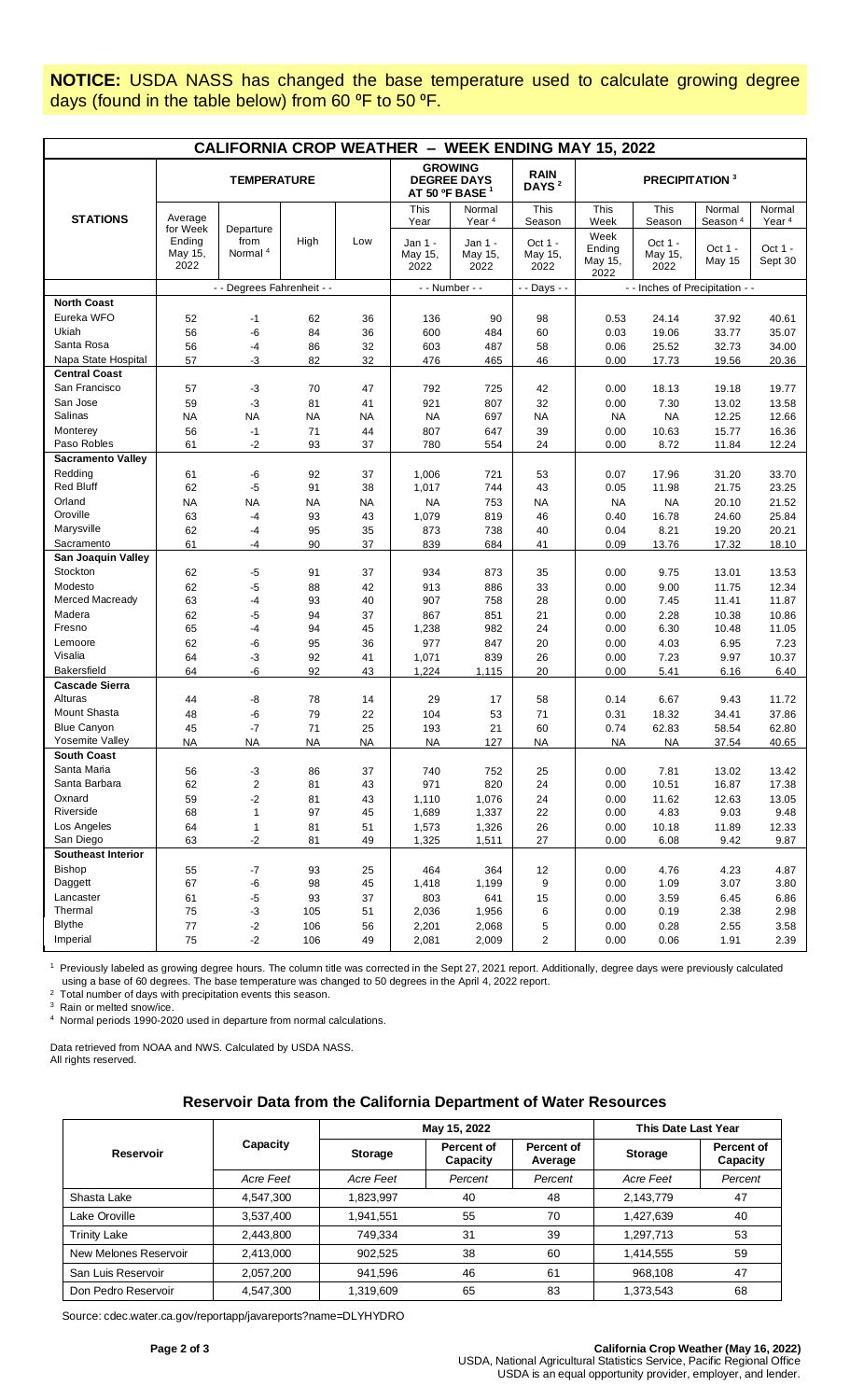**NOTICE:** USDA NASS has changed the base temperature used to calculate growing degree days (found in the table below) from 60 ºF to 50 ºF.

## CALIFORNIA CROP WEATHER – WEEK ENDING MAY 15, 2022

| STATIONS | TEMPERATURE | | | | GROWING DEGREE DAYS AT 50 ºF BASE [1] | | RAIN DAYS [2] | PRECIPITATION [3] | | | |
|---|---|---|---|---|---|---|---|---|---|---|---|
| | Average for Week Ending May 15, 2022 | Departure from Normal [4] | High | Low | This Year Jan 1 - May 15, 2022 | Normal Year [4] Jan 1 - May 15, 2022 | This Season Oct 1 - May 15, 2022 | This Week Week Ending May 15, 2022 | This Season Oct 1 - May 15, 2022 | Normal Season [4] Oct 1 - May 15 | Normal Year [4] Oct 1 - Sept 30 |
| | - - Degrees Fahrenheit - - | | | | - - Number - - | | - - Days - - | - - Inches of Precipitation - - | | | |
| **North Coast** | | | | | | | | | | | |
| Eureka WFO | 52 | -1 | 62 | 36 | 136 | 90 | 98 | 0.53 | 24.14 | 37.92 | 40.61 |
| Ukiah | 56 | -6 | 84 | 36 | 600 | 484 | 60 | 0.03 | 19.06 | 33.77 | 35.07 |
| Santa Rosa | 56 | -4 | 86 | 32 | 603 | 487 | 58 | 0.06 | 25.52 | 32.73 | 34.00 |
| Napa State Hospital | 57 | -3 | 82 | 32 | 476 | 465 | 46 | 0.00 | 17.73 | 19.56 | 20.36 |
| **Central Coast** | | | | | | | | | | | |
| San Francisco | 57 | -3 | 70 | 47 | 792 | 725 | 42 | 0.00 | 18.13 | 19.18 | 19.77 |
| San Jose | 59 | -3 | 81 | 41 | 921 | 807 | 32 | 0.00 | 7.30 | 13.02 | 13.58 |
| Salinas | NA | NA | NA | NA | NA | 697 | NA | NA | NA | 12.25 | 12.66 |
| Monterey | 56 | -1 | 71 | 44 | 807 | 647 | 39 | 0.00 | 10.63 | 15.77 | 16.36 |
| Paso Robles | 61 | -2 | 93 | 37 | 780 | 554 | 24 | 0.00 | 8.72 | 11.84 | 12.24 |
| **Sacramento Valley** | | | | | | | | | | | |
| Redding | 61 | -6 | 92 | 37 | 1,006 | 721 | 53 | 0.07 | 17.96 | 31.20 | 33.70 |
| Red Bluff | 62 | -5 | 91 | 38 | 1,017 | 744 | 43 | 0.05 | 11.98 | 21.75 | 23.25 |
| Orland | NA | NA | NA | NA | NA | 753 | NA | NA | NA | 20.10 | 21.52 |
| Oroville | 63 | -4 | 93 | 43 | 1,079 | 819 | 46 | 0.40 | 16.78 | 24.60 | 25.84 |
| Marysville | 62 | -4 | 95 | 35 | 873 | 738 | 40 | 0.04 | 8.21 | 19.20 | 20.21 |
| Sacramento | 61 | -4 | 90 | 37 | 839 | 684 | 41 | 0.09 | 13.76 | 17.32 | 18.10 |
| **San Joaquin Valley** | | | | | | | | | | | |
| Stockton | 62 | -5 | 91 | 37 | 934 | 873 | 35 | 0.00 | 9.75 | 13.01 | 13.53 |
| Modesto | 62 | -5 | 88 | 42 | 913 | 886 | 33 | 0.00 | 9.00 | 11.75 | 12.34 |
| Merced Macready | 63 | -4 | 93 | 40 | 907 | 758 | 28 | 0.00 | 7.45 | 11.41 | 11.87 |
| Madera | 62 | -5 | 94 | 37 | 867 | 851 | 21 | 0.00 | 2.28 | 10.38 | 10.86 |
| Fresno | 65 | -4 | 94 | 45 | 1,238 | 982 | 24 | 0.00 | 6.30 | 10.48 | 11.05 |
| Lemoore | 62 | -6 | 95 | 36 | 977 | 847 | 20 | 0.00 | 4.03 | 6.95 | 7.23 |
| Visalia | 64 | -3 | 92 | 41 | 1,071 | 839 | 26 | 0.00 | 7.23 | 9.97 | 10.37 |
| Bakersfield | 64 | -6 | 92 | 43 | 1,224 | 1,115 | 20 | 0.00 | 5.41 | 6.16 | 6.40 |
| **Cascade Sierra** | | | | | | | | | | | |
| Alturas | 44 | -8 | 78 | 14 | 29 | 17 | 58 | 0.14 | 6.67 | 9.43 | 11.72 |
| Mount Shasta | 48 | -6 | 79 | 22 | 104 | 53 | 71 | 0.31 | 18.32 | 34.41 | 37.86 |
| Blue Canyon | 45 | -7 | 71 | 25 | 193 | 21 | 60 | 0.74 | 62.83 | 58.54 | 62.80 |
| Yosemite Valley | NA | NA | NA | NA | NA | 127 | NA | NA | NA | 37.54 | 40.65 |
| **South Coast** | | | | | | | | | | | |
| Santa Maria | 56 | -3 | 86 | 37 | 740 | 752 | 25 | 0.00 | 7.81 | 13.02 | 13.42 |
| Santa Barbara | 62 | 2 | 81 | 43 | 971 | 820 | 24 | 0.00 | 10.51 | 16.87 | 17.38 |
| Oxnard | 59 | -2 | 81 | 43 | 1,110 | 1,076 | 24 | 0.00 | 11.62 | 12.63 | 13.05 |
| Riverside | 68 | 1 | 97 | 45 | 1,689 | 1,337 | 22 | 0.00 | 4.83 | 9.03 | 9.48 |
| Los Angeles | 64 | 1 | 81 | 51 | 1,573 | 1,326 | 26 | 0.00 | 10.18 | 11.89 | 12.33 |
| San Diego | 63 | -2 | 81 | 49 | 1,325 | 1,511 | 27 | 0.00 | 6.08 | 9.42 | 9.87 |
| **Southeast Interior** | | | | | | | | | | | |
| Bishop | 55 | -7 | 93 | 25 | 464 | 364 | 12 | 0.00 | 4.76 | 4.23 | 4.87 |
| Daggett | 67 | -6 | 98 | 45 | 1,418 | 1,199 | 9 | 0.00 | 1.09 | 3.07 | 3.80 |
| Lancaster | 61 | -5 | 93 | 37 | 803 | 641 | 15 | 0.00 | 3.59 | 6.45 | 6.86 |
| Thermal | 75 | -3 | 105 | 51 | 2,036 | 1,956 | 6 | 0.00 | 0.19 | 2.38 | 2.98 |
| Blythe | 77 | -2 | 106 | 56 | 2,201 | 2,068 | 5 | 0.00 | 0.28 | 2.55 | 3.58 |
| Imperial | 75 | -2 | 106 | 49 | 2,081 | 2,009 | 2 | 0.00 | 0.06 | 1.91 | 2.39 |

[1] Previously labeled as growing degree hours. The column title was corrected in the Sept 27, 2021 report. Additionally, degree days were previously calculated using a base of 60 degrees. The base temperature was changed to 50 degrees in the April 4, 2022 report.

[2] Total number of days with precipitation events this season.

[3] Rain or melted snow/ice.

[4] Normal periods 1990-2020 used in departure from normal calculations.

Data retrieved from NOAA and NWS. Calculated by USDA NASS.
All rights reserved.

### Reservoir Data from the California Department of Water Resources

| Reservoir | Capacity | May 15, 2022 | | | This Date Last Year | |
|---|---|---|---|---|---|---|
| | | Storage | Percent of Capacity | Percent of Average | Storage | Percent of Capacity |
| | *Acre Feet* | *Acre Feet* | *Percent* | *Percent* | *Acre Feet* | *Percent* |
| Shasta Lake | 4,547,300 | 1,823,997 | 40 | 48 | 2,143,779 | 47 |
| Lake Oroville | 3,537,400 | 1,941,551 | 55 | 70 | 1,427,639 | 40 |
| Trinity Lake | 2,443,800 | 749,334 | 31 | 39 | 1,297,713 | 53 |
| New Melones Reservoir | 2,413,000 | 902,525 | 38 | 60 | 1,414,555 | 59 |
| San Luis Reservoir | 2,057,200 | 941,596 | 46 | 61 | 968,108 | 47 |
| Don Pedro Reservoir | 4,547,300 | 1,319,609 | 65 | 83 | 1,373,543 | 68 |

Source: cdec.water.ca.gov/reportapp/javareports?name=DLYHYDRO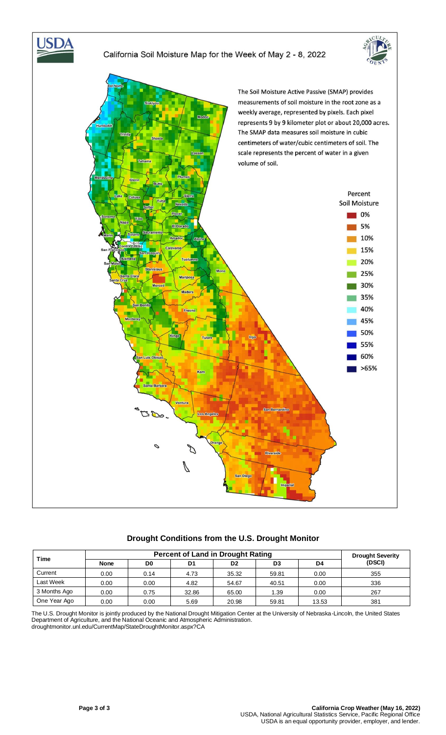# California Soil Moisture Map for the Week of May 2 - 8, 2022

The Soil Moisture Active Passive (SMAP) provides measurements of soil moisture in the root zone as a weekly average, represented by pixels. Each pixel represents 9 by 9 kilometer plot or about 20,000 acres. The SMAP data measures soil moisture in cubic centimeters of water/cubic centimeters of soil. The scale represents the percent of water in a given volume of soil.

Percent Soil Moisture

0%
5%
10%
15%
20%
25%
30%
35%
40%
45%
50%
55%
60%
>65%

Del Norte
Siskiyou
Modoc
Humboldt
Trinity
Shasta
Lassen
Tehama
Plumas
Mendocino
Glenn
Butte
Sierra
Lake
Colusa
Yuba
Nevada
Sutter
Placer
Sonoma
Yolo
El Dorado
Napa
Sacramento
Marin
Solano
Amador
Alpine
Contra Costa
San Francisco
San Joaquin
Calaveras
Alameda
Tuolumne
San Mateo
Mono
Stanislaus
Santa Clara
Santa Cruz
Mariposa
Merced
Madera
San Benito
Fresno
Monterey
Kings
Tulare
Inyo
San Luis Obispo
Kern
Santa Barbara
Ventura
San Bernardino
Los Angeles
Orange
Riverside
San Diego
Imperial

## Drought Conditions from the U.S. Drought Monitor

| Time | Percent of Land in Drought Rating | | | | | | Drought Severity (DSCI) |
|---|---|---|---|---|---|---|---|
| | None | D0 | D1 | D2 | D3 | D4 | |
| Current | 0.00 | 0.14 | 4.73 | 35.32 | 59.81 | 0.00 | 355 |
| Last Week | 0.00 | 0.00 | 4.82 | 54.67 | 40.51 | 0.00 | 336 |
| 3 Months Ago | 0.00 | 0.75 | 32.86 | 65.00 | 1.39 | 0.00 | 267 |
| One Year Ago | 0.00 | 0.00 | 5.69 | 20.98 | 59.81 | 13.53 | 381 |

The U.S. Drought Monitor is jointly produced by the National Drought Mitigation Center at the University of Nebraska-Lincoln, the United States Department of Agriculture, and the National Oceanic and Atmospheric Administration.
droughtmonitor.unl.edu/CurrentMap/StateDroughtMonitor.aspx?CA

California Crop Weather (May 16, 2022)
USDA, National Agricultural Statistics Service, Pacific Regional Office
USDA is an equal opportunity provider, employer, and lender.